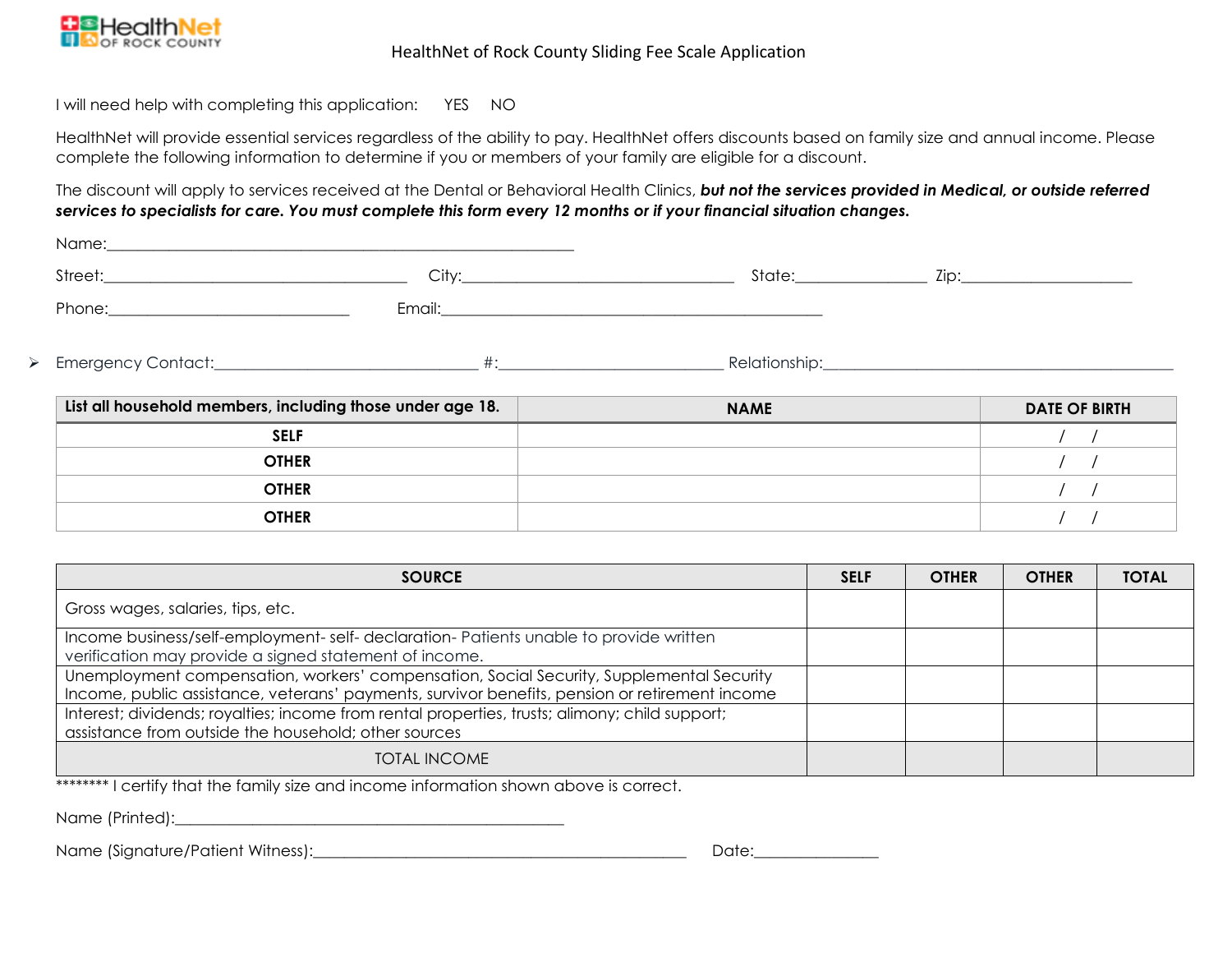HealthNet OF ROCK COUNTY

# HealthNet of Rock County Sliding Fee Scale Application

I will need help with completing this application: YES NO

HealthNet will provide essential services regardless of the ability to pay. HealthNet offers discounts based on family size and annual income. Please complete the following information to determine if you or members of your family are eligible for a discount.

The discount will apply to services received at the Dental or Behavioral Health Clinics, ***but not the services provided in Medical, or outside referred services to specialists for care. You must complete this form every 12 months or if your financial situation changes.***

Name:_______________________________________________

Street:______________________________ City:___________________________ State:_____________ Zip:________________

Phone:________________________ Email:______________________________________

- Emergency Contact:__________________________ #:______________________ Relationship:___________________________________

| List all household members, including those under age 18. | NAME | DATE OF BIRTH |
|---|---|---|
| SELF | | / / |
| OTHER | | / / |
| OTHER | | / / |
| OTHER | | / / |

| SOURCE | SELF | OTHER | OTHER | TOTAL |
|---|---|---|---|---|
| Gross wages, salaries, tips, etc. | | | | |
| Income business/self-employment- self- declaration- Patients unable to provide written verification may provide a signed statement of income. | | | | |
| Unemployment compensation, workers' compensation, Social Security, Supplemental Security Income, public assistance, veterans' payments, survivor benefits, pension or retirement income | | | | |
| Interest; dividends; royalties; income from rental properties, trusts; alimony; child support; assistance from outside the household; other sources | | | | |
| TOTAL INCOME | | | | |

******** I certify that the family size and income information shown above is correct.

Name (Printed):_________________________________________

Name (Signature/Patient Witness):________________________________________ Date:_____________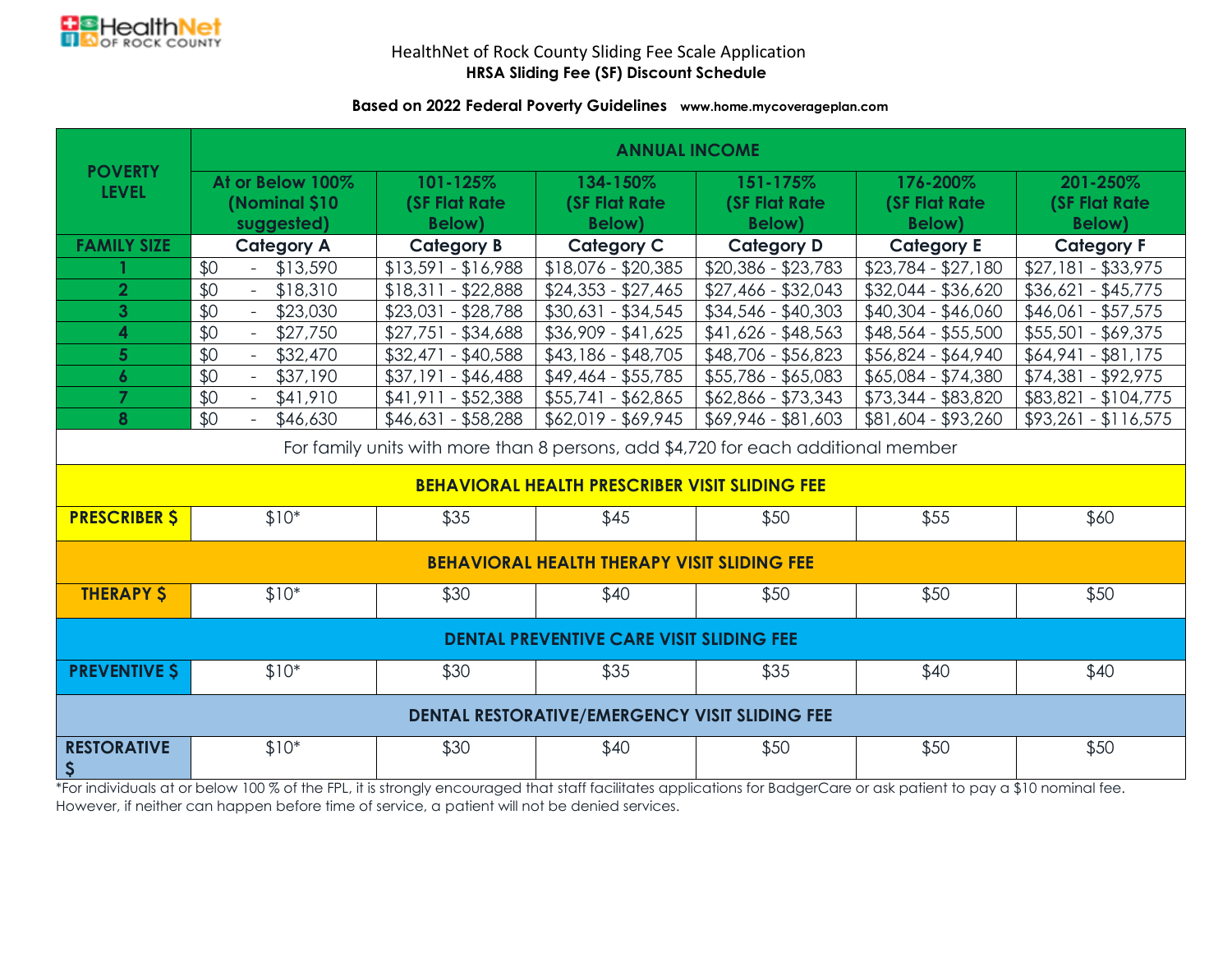HealthNet of Rock County Sliding Fee Scale Application

**HRSA Sliding Fee (SF) Discount Schedule**

**Based on 2022 Federal Poverty Guidelines** **www.home.mycoverageplan.com**

| POVERTY LEVEL | ANNUAL INCOME | | | | | |
|---|---|---|---|---|---|---|
| | At or Below 100% (Nominal $10 suggested) | 101-125% (SF Flat Rate Below) | 134-150% (SF Flat Rate Below) | 151-175% (SF Flat Rate Below) | 176-200% (SF Flat Rate Below) | 201-250% (SF Flat Rate Below) |
| **FAMILY SIZE** | **Category A** | **Category B** | **Category C** | **Category D** | **Category E** | **Category F** |
| 1 | $0 - $13,590 | $13,591 - $16,988 | $18,076 - $20,385 | $20,386 - $23,783 | $23,784 - $27,180 | $27,181 - $33,975 |
| 2 | $0 - $18,310 | $18,311 - $22,888 | $24,353 - $27,465 | $27,466 - $32,043 | $32,044 - $36,620 | $36,621 - $45,775 |
| 3 | $0 - $23,030 | $23,031 - $28,788 | $30,631 - $34,545 | $34,546 - $40,303 | $40,304 - $46,060 | $46,061 - $57,575 |
| 4 | $0 - $27,750 | $27,751 - $34,688 | $36,909 - $41,625 | $41,626 - $48,563 | $48,564 - $55,500 | $55,501 - $69,375 |
| 5 | $0 - $32,470 | $32,471 - $40,588 | $43,186 - $48,705 | $48,706 - $56,823 | $56,824 - $64,940 | $64,941 - $81,175 |
| 6 | $0 - $37,190 | $37,191 - $46,488 | $49,464 - $55,785 | $55,786 - $65,083 | $65,084 - $74,380 | $74,381 - $92,975 |
| 7 | $0 - $41,910 | $41,911 - $52,388 | $55,741 - $62,865 | $62,866 - $73,343 | $73,344 - $83,820 | $83,821 - $104,775 |
| 8 | $0 - $46,630 | $46,631 - $58,288 | $62,019 - $69,945 | $69,946 - $81,603 | $81,604 - $93,260 | $93,261 - $116,575 |
| For family units with more than 8 persons, add $4,720 for each additional member | | | | | | |
| **BEHAVIORAL HEALTH PRESCRIBER VISIT SLIDING FEE** | | | | | | |
| **PRESCRIBER $** | $10* | $35 | $45 | $50 | $55 | $60 |
| **BEHAVIORAL HEALTH THERAPY VISIT SLIDING FEE** | | | | | | |
| **THERAPY $** | $10* | $30 | $40 | $50 | $50 | $50 |
| **DENTAL PREVENTIVE CARE VISIT SLIDING FEE** | | | | | | |
| **PREVENTIVE $** | $10* | $30 | $35 | $35 | $40 | $40 |
| **DENTAL RESTORATIVE/EMERGENCY VISIT SLIDING FEE** | | | | | | |
| **RESTORATIVE $** | $10* | $30 | $40 | $50 | $50 | $50 |

*For individuals at or below 100 % of the FPL, it is strongly encouraged that staff facilitates applications for BadgerCare or ask patient to pay a $10 nominal fee. However, if neither can happen before time of service, a patient will not be denied services.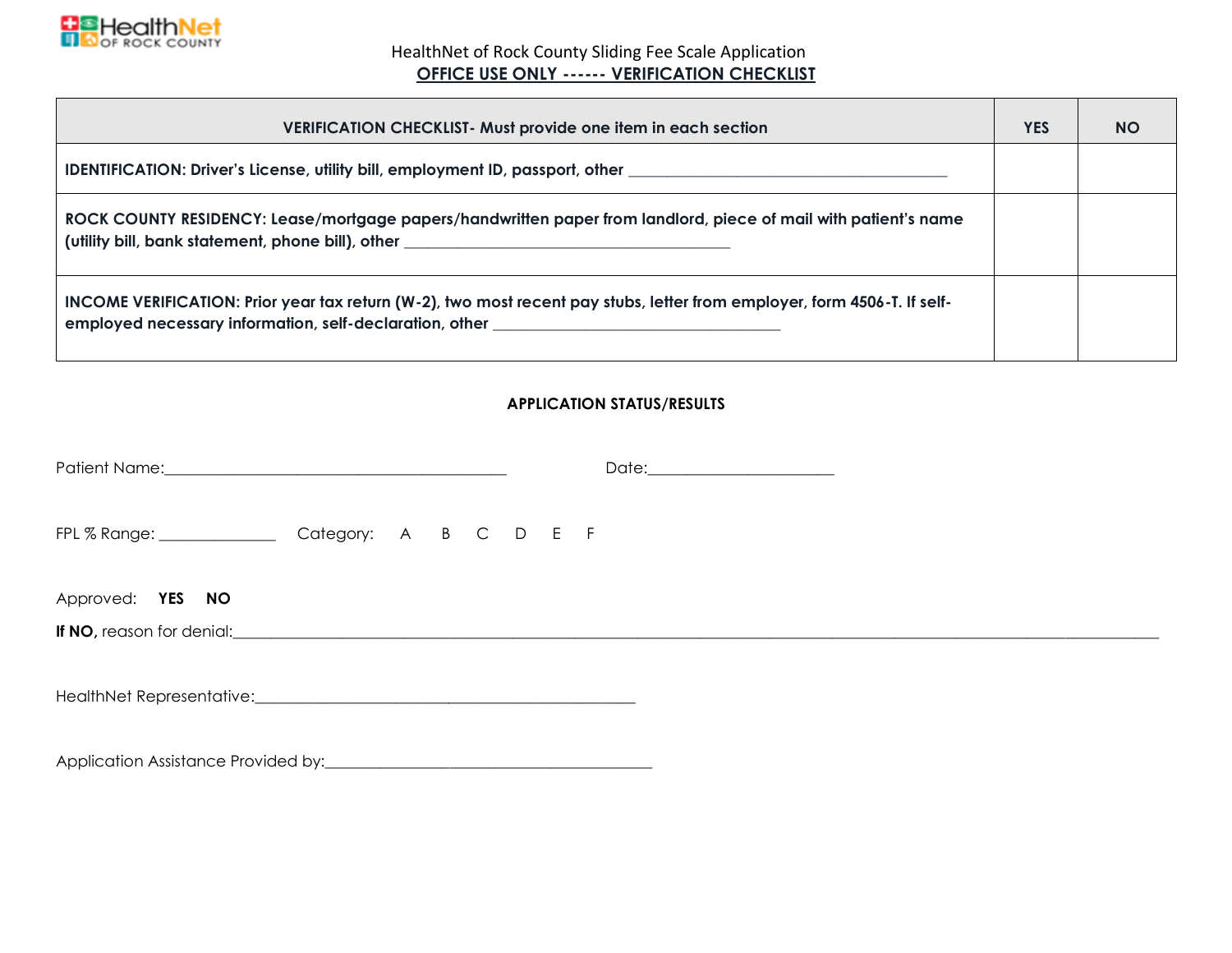HealthNet of Rock County Sliding Fee Scale Application

**OFFICE USE ONLY ------ VERIFICATION CHECKLIST**

| VERIFICATION CHECKLIST- Must provide one item in each section | YES | NO |
|---|---|---|
| **IDENTIFICATION: Driver's License, utility bill, employment ID, passport, other** ________________________________________ | | |
| **ROCK COUNTY RESIDENCY: Lease/mortgage papers/handwritten paper from landlord, piece of mail with patient's name (utility bill, bank statement, phone bill), other** ________________________________________ | | |
| **INCOME VERIFICATION: Prior year tax return (W-2), two most recent pay stubs, letter from employer, form 4506-T. If self-employed necessary information, self-declaration, other** ____________________________________ | | |

**APPLICATION STATUS/RESULTS**

Patient Name:____________________________________________ Date:_______________________

FPL % Range: ______________ Category: A B C D E F

Approved: **YES** **NO**

**If NO,** reason for denial:____________________________________________________________________________________________________________________

HealthNet Representative:_________________________________________________

Application Assistance Provided by:__________________________________________